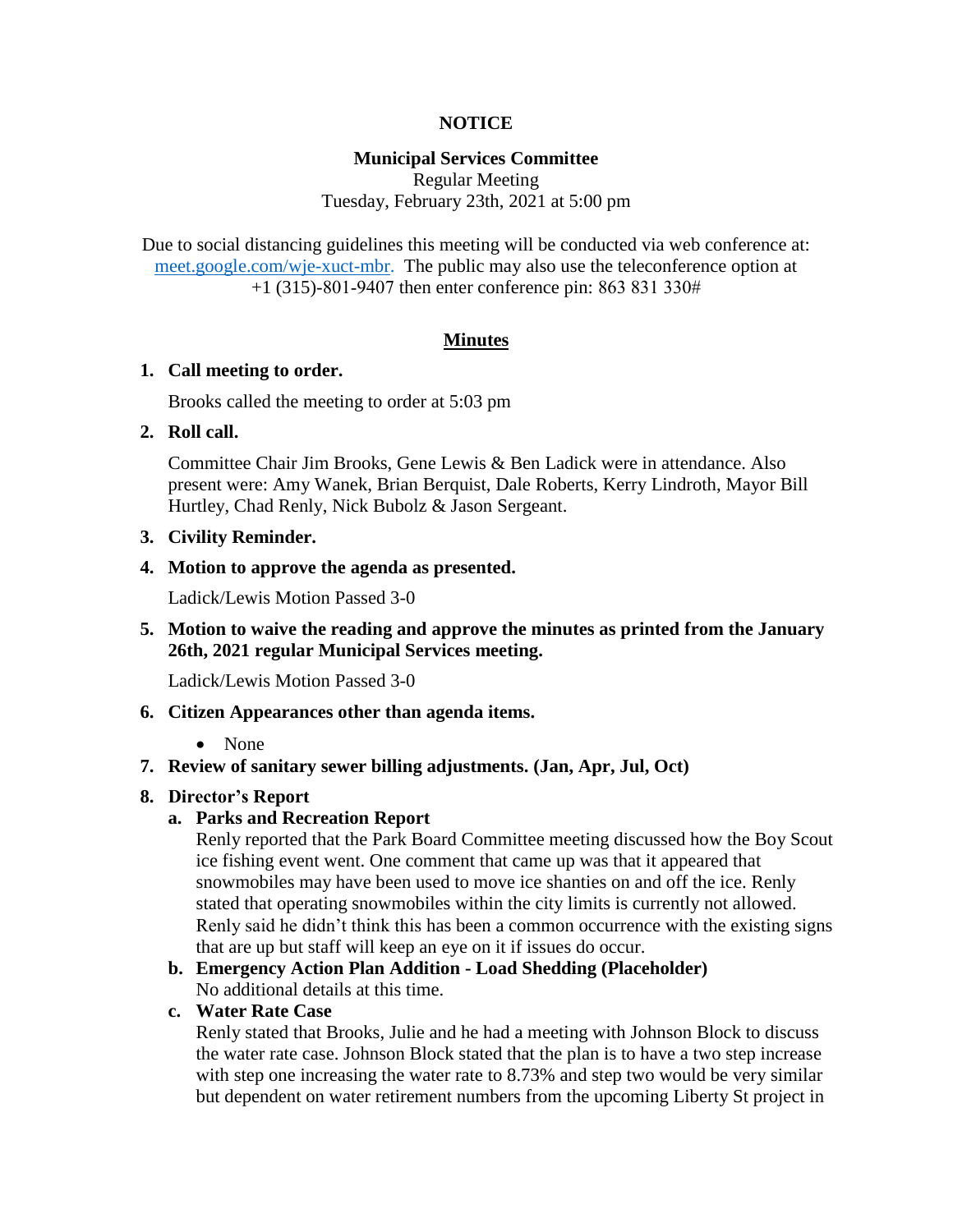**NOTICE**

**Municipal Services Committee**
Regular Meeting
Tuesday, February 23th, 2021 at 5:00 pm

Due to social distancing guidelines this meeting will be conducted via web conference at: meet.google.com/wje-xuct-mbr. The public may also use the teleconference option at +1 (315)-801-9407 then enter conference pin: 863 831 330#

**Minutes**

1. **Call meeting to order.**

   Brooks called the meeting to order at 5:03 pm

2. **Roll call.**

   Committee Chair Jim Brooks, Gene Lewis & Ben Ladick were in attendance. Also present were: Amy Wanek, Brian Berquist, Dale Roberts, Kerry Lindroth, Mayor Bill Hurtley, Chad Renly, Nick Bubolz & Jason Sergeant.

3. **Civility Reminder.**

4. **Motion to approve the agenda as presented.**

   Ladick/Lewis Motion Passed 3-0

5. **Motion to waive the reading and approve the minutes as printed from the January 26th, 2021 regular Municipal Services meeting.**

   Ladick/Lewis Motion Passed 3-0

6. **Citizen Appearances other than agenda items.**

   - None

7. **Review of sanitary sewer billing adjustments. (Jan, Apr, Jul, Oct)**

8. **Director's Report**

   a. **Parks and Recreation Report**
   Renly reported that the Park Board Committee meeting discussed how the Boy Scout ice fishing event went. One comment that came up was that it appeared that snowmobiles may have been used to move ice shanties on and off the ice. Renly stated that operating snowmobiles within the city limits is currently not allowed. Renly said he didn't think this has been a common occurrence with the existing signs that are up but staff will keep an eye on it if issues do occur.

   b. **Emergency Action Plan Addition - Load Shedding (Placeholder)**
   No additional details at this time.

   c. **Water Rate Case**
   Renly stated that Brooks, Julie and he had a meeting with Johnson Block to discuss the water rate case. Johnson Block stated that the plan is to have a two step increase with step one increasing the water rate to 8.73% and step two would be very similar but dependent on water retirement numbers from the upcoming Liberty St project in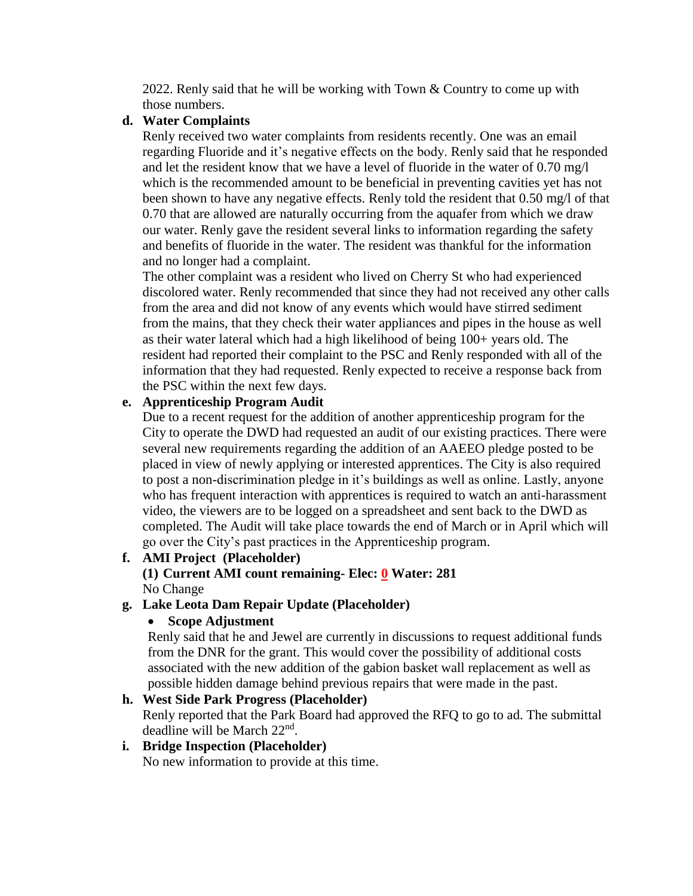2022. Renly said that he will be working with Town & Country to come up with those numbers.

**d. Water Complaints**

Renly received two water complaints from residents recently. One was an email regarding Fluoride and it's negative effects on the body. Renly said that he responded and let the resident know that we have a level of fluoride in the water of 0.70 mg/l which is the recommended amount to be beneficial in preventing cavities yet has not been shown to have any negative effects. Renly told the resident that 0.50 mg/l of that 0.70 that are allowed are naturally occurring from the aquafer from which we draw our water. Renly gave the resident several links to information regarding the safety and benefits of fluoride in the water. The resident was thankful for the information and no longer had a complaint.

The other complaint was a resident who lived on Cherry St who had experienced discolored water. Renly recommended that since they had not received any other calls from the area and did not know of any events which would have stirred sediment from the mains, that they check their water appliances and pipes in the house as well as their water lateral which had a high likelihood of being 100+ years old. The resident had reported their complaint to the PSC and Renly responded with all of the information that they had requested. Renly expected to receive a response back from the PSC within the next few days.

**e. Apprenticeship Program Audit**

Due to a recent request for the addition of another apprenticeship program for the City to operate the DWD had requested an audit of our existing practices. There were several new requirements regarding the addition of an AAEEO pledge posted to be placed in view of newly applying or interested apprentices. The City is also required to post a non-discrimination pledge in it's buildings as well as online. Lastly, anyone who has frequent interaction with apprentices is required to watch an anti-harassment video, the viewers are to be logged on a spreadsheet and sent back to the DWD as completed. The Audit will take place towards the end of March or in April which will go over the City's past practices in the Apprenticeship program.

**f. AMI Project (Placeholder)**

**(1) Current AMI count remaining- Elec: 0 Water: 281**

No Change

**g. Lake Leota Dam Repair Update (Placeholder)**

- **Scope Adjustment**

Renly said that he and Jewel are currently in discussions to request additional funds from the DNR for the grant. This would cover the possibility of additional costs associated with the new addition of the gabion basket wall replacement as well as possible hidden damage behind previous repairs that were made in the past.

**h. West Side Park Progress (Placeholder)**

Renly reported that the Park Board had approved the RFQ to go to ad. The submittal deadline will be March 22nd.

**i. Bridge Inspection (Placeholder)**

No new information to provide at this time.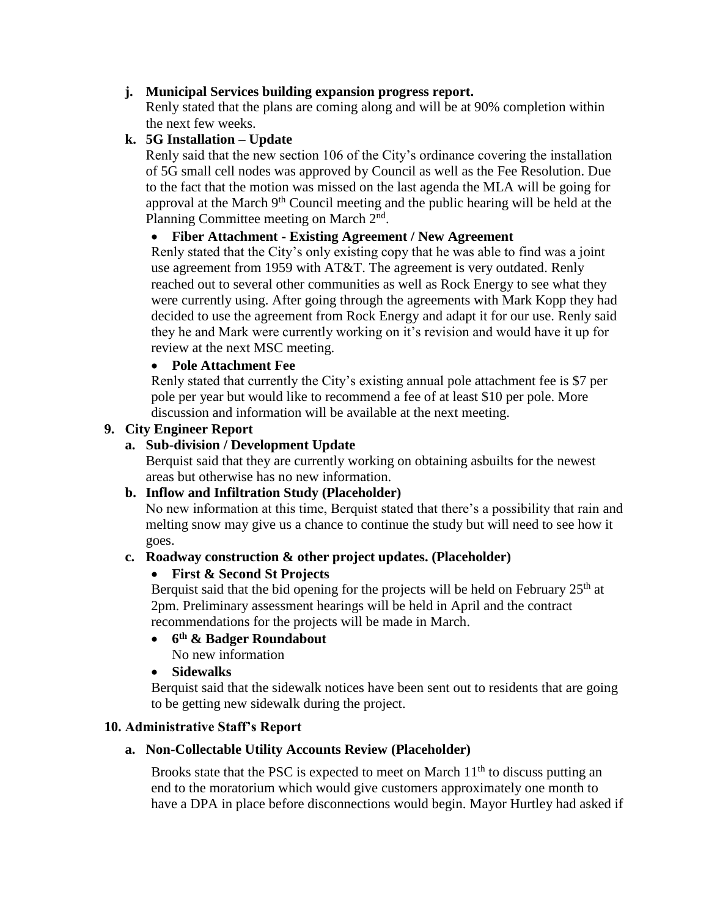**j. Municipal Services building expansion progress report.**

Renly stated that the plans are coming along and will be at 90% completion within the next few weeks.

**k. 5G Installation – Update**

Renly said that the new section 106 of the City's ordinance covering the installation of 5G small cell nodes was approved by Council as well as the Fee Resolution. Due to the fact that the motion was missed on the last agenda the MLA will be going for approval at the March 9th Council meeting and the public hearing will be held at the Planning Committee meeting on March 2nd.

- **Fiber Attachment - Existing Agreement / New Agreement**

Renly stated that the City's only existing copy that he was able to find was a joint use agreement from 1959 with AT&T. The agreement is very outdated. Renly reached out to several other communities as well as Rock Energy to see what they were currently using. After going through the agreements with Mark Kopp they had decided to use the agreement from Rock Energy and adapt it for our use. Renly said they he and Mark were currently working on it's revision and would have it up for review at the next MSC meeting.

- **Pole Attachment Fee**

Renly stated that currently the City's existing annual pole attachment fee is $7 per pole per year but would like to recommend a fee of at least $10 per pole. More discussion and information will be available at the next meeting.

**9. City Engineer Report**

**a. Sub-division / Development Update**

Berquist said that they are currently working on obtaining asbuilts for the newest areas but otherwise has no new information.

**b. Inflow and Infiltration Study (Placeholder)**

No new information at this time, Berquist stated that there's a possibility that rain and melting snow may give us a chance to continue the study but will need to see how it goes.

**c. Roadway construction & other project updates. (Placeholder)**

- **First & Second St Projects**

Berquist said that the bid opening for the projects will be held on February 25th at 2pm. Preliminary assessment hearings will be held in April and the contract recommendations for the projects will be made in March.

- **6th & Badger Roundabout**

No new information

- **Sidewalks**

Berquist said that the sidewalk notices have been sent out to residents that are going to be getting new sidewalk during the project.

**10. Administrative Staff's Report**

**a. Non-Collectable Utility Accounts Review (Placeholder)**

Brooks state that the PSC is expected to meet on March 11th to discuss putting an end to the moratorium which would give customers approximately one month to have a DPA in place before disconnections would begin. Mayor Hurtley had asked if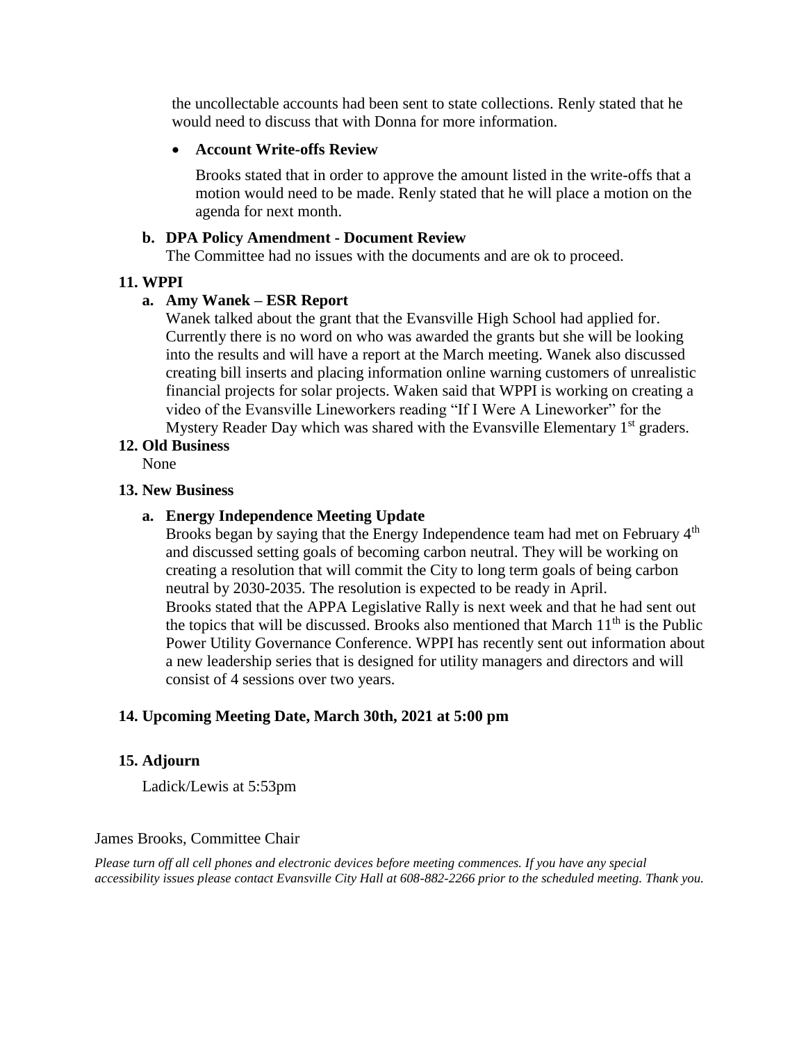the uncollectable accounts had been sent to state collections. Renly stated that he would need to discuss that with Donna for more information.

- **Account Write-offs Review**

  Brooks stated that in order to approve the amount listed in the write-offs that a motion would need to be made. Renly stated that he will place a motion on the agenda for next month.

**b. DPA Policy Amendment - Document Review**

The Committee had no issues with the documents and are ok to proceed.

### 11. WPPI

**a. Amy Wanek – ESR Report**

Wanek talked about the grant that the Evansville High School had applied for. Currently there is no word on who was awarded the grants but she will be looking into the results and will have a report at the March meeting. Wanek also discussed creating bill inserts and placing information online warning customers of unrealistic financial projects for solar projects. Waken said that WPPI is working on creating a video of the Evansville Lineworkers reading "If I Were A Lineworker" for the Mystery Reader Day which was shared with the Evansville Elementary 1st graders.

### 12. Old Business

None

### 13. New Business

**a. Energy Independence Meeting Update**

Brooks began by saying that the Energy Independence team had met on February 4th and discussed setting goals of becoming carbon neutral. They will be working on creating a resolution that will commit the City to long term goals of being carbon neutral by 2030-2035. The resolution is expected to be ready in April.
Brooks stated that the APPA Legislative Rally is next week and that he had sent out the topics that will be discussed. Brooks also mentioned that March 11th is the Public Power Utility Governance Conference. WPPI has recently sent out information about a new leadership series that is designed for utility managers and directors and will consist of 4 sessions over two years.

### 14. Upcoming Meeting Date, March 30th, 2021 at 5:00 pm

### 15. Adjourn

Ladick/Lewis at 5:53pm

James Brooks, Committee Chair

*Please turn off all cell phones and electronic devices before meeting commences. If you have any special accessibility issues please contact Evansville City Hall at 608-882-2266 prior to the scheduled meeting. Thank you.*